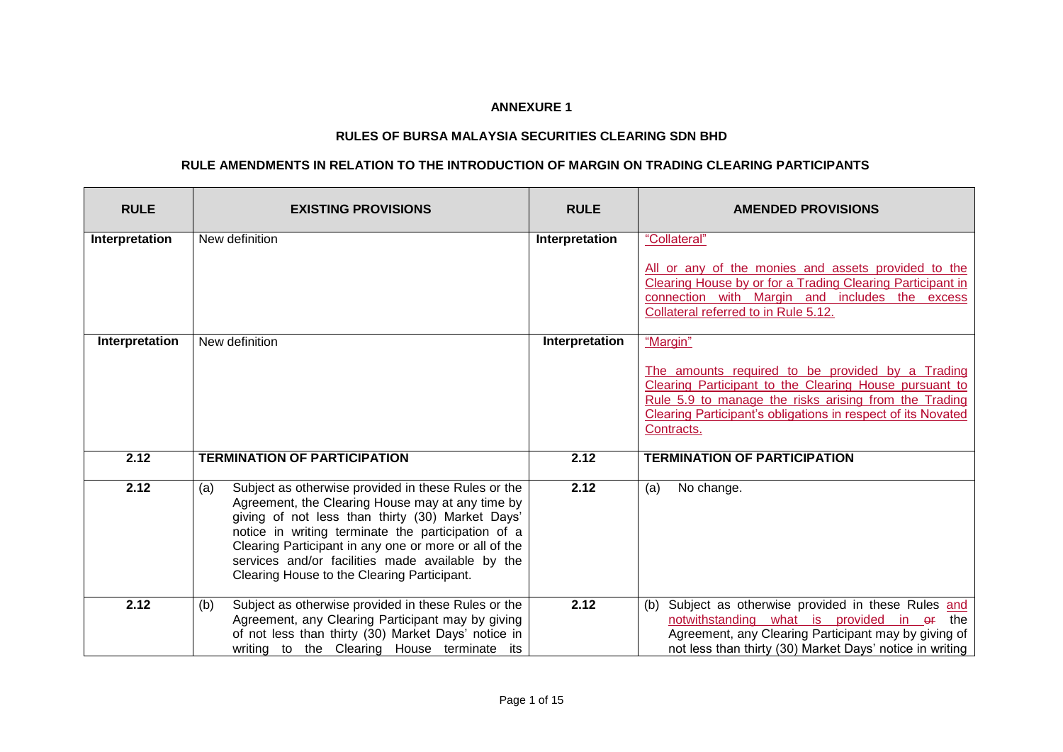**ANNEXURE 1**

**RULES OF BURSA MALAYSIA SECURITIES CLEARING SDN BHD**

**RULE AMENDMENTS IN RELATION TO THE INTRODUCTION OF MARGIN ON TRADING CLEARING PARTICIPANTS**

| RULE | EXISTING PROVISIONS | RULE | AMENDED PROVISIONS |
|---|---|---|---|
| **Interpretation** | New definition | **Interpretation** | "Collateral"<br><br>All or any of the monies and assets provided to the Clearing House by or for a Trading Clearing Participant in connection with Margin and includes the excess Collateral referred to in Rule 5.12. |
| **Interpretation** | New definition | **Interpretation** | "Margin"<br><br>The amounts required to be provided by a Trading Clearing Participant to the Clearing House pursuant to Rule 5.9 to manage the risks arising from the Trading Clearing Participant's obligations in respect of its Novated Contracts. |
| **2.12** | **TERMINATION OF PARTICIPATION** | **2.12** | **TERMINATION OF PARTICIPATION** |
| **2.12** | (a) Subject as otherwise provided in these Rules or the Agreement, the Clearing House may at any time by giving of not less than thirty (30) Market Days' notice in writing terminate the participation of a Clearing Participant in any one or more or all of the services and/or facilities made available by the Clearing House to the Clearing Participant. | **2.12** | (a) No change. |
| **2.12** | (b) Subject as otherwise provided in these Rules or the Agreement, any Clearing Participant may by giving of not less than thirty (30) Market Days' notice in writing to the Clearing House terminate its | **2.12** | (b) Subject as otherwise provided in these Rules and notwithstanding what is provided in ~~or~~ the Agreement, any Clearing Participant may by giving of not less than thirty (30) Market Days' notice in writing |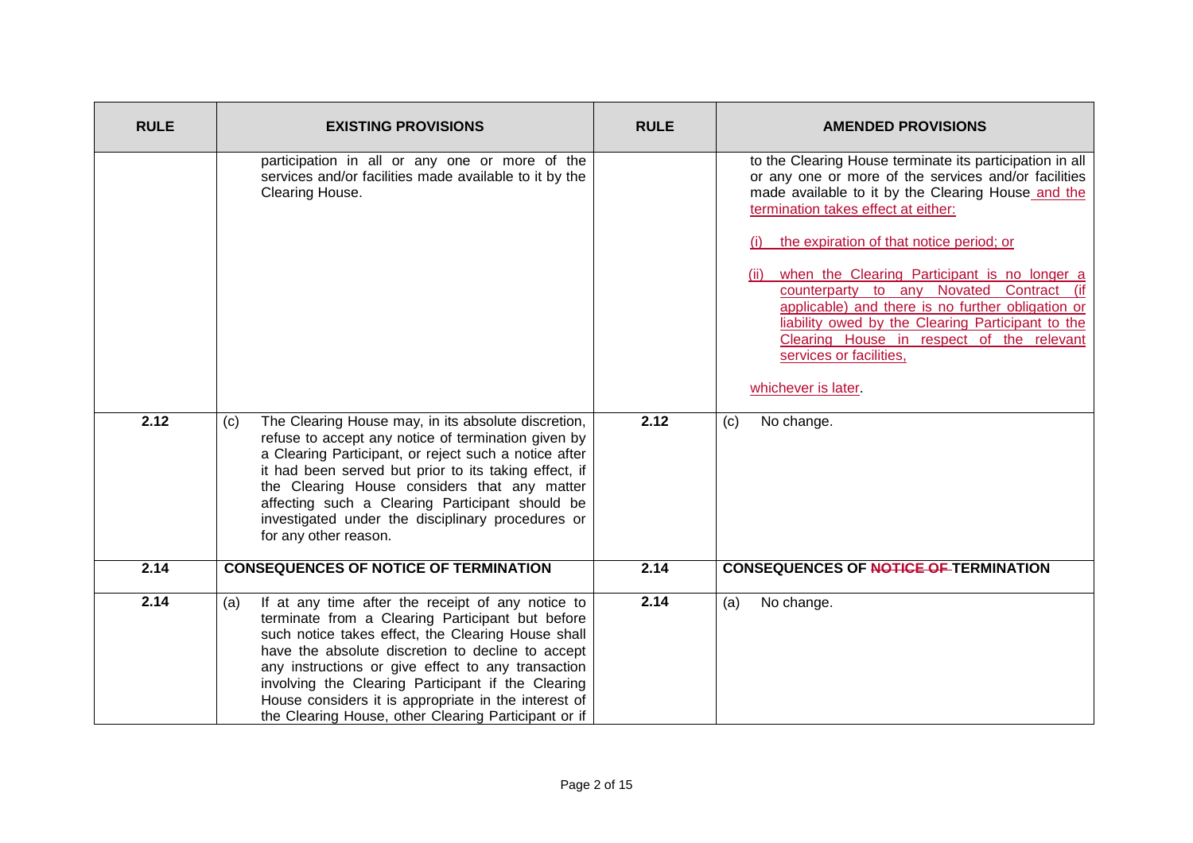| RULE | EXISTING PROVISIONS | RULE | AMENDED PROVISIONS |
|---|---|---|---|
| | participation in all or any one or more of the services and/or facilities made available to it by the Clearing House. | | to the Clearing House terminate its participation in all or any one or more of the services and/or facilities made available to it by the Clearing House and the termination takes effect at either:<br><br>(i) the expiration of that notice period; or<br><br>(ii) when the Clearing Participant is no longer a counterparty to any Novated Contract (if applicable) and there is no further obligation or liability owed by the Clearing Participant to the Clearing House in respect of the relevant services or facilities,<br><br>whichever is later. |
| **2.12** | (c) The Clearing House may, in its absolute discretion, refuse to accept any notice of termination given by a Clearing Participant, or reject such a notice after it had been served but prior to its taking effect, if the Clearing House considers that any matter affecting such a Clearing Participant should be investigated under the disciplinary procedures or for any other reason. | **2.12** | (c) No change. |
| **2.14** | **CONSEQUENCES OF NOTICE OF TERMINATION** | **2.14** | **CONSEQUENCES OF ~~NOTICE OF~~ TERMINATION** |
| **2.14** | (a) If at any time after the receipt of any notice to terminate from a Clearing Participant but before such notice takes effect, the Clearing House shall have the absolute discretion to decline to accept any instructions or give effect to any transaction involving the Clearing Participant if the Clearing House considers it is appropriate in the interest of the Clearing House, other Clearing Participant or if | **2.14** | (a) No change. |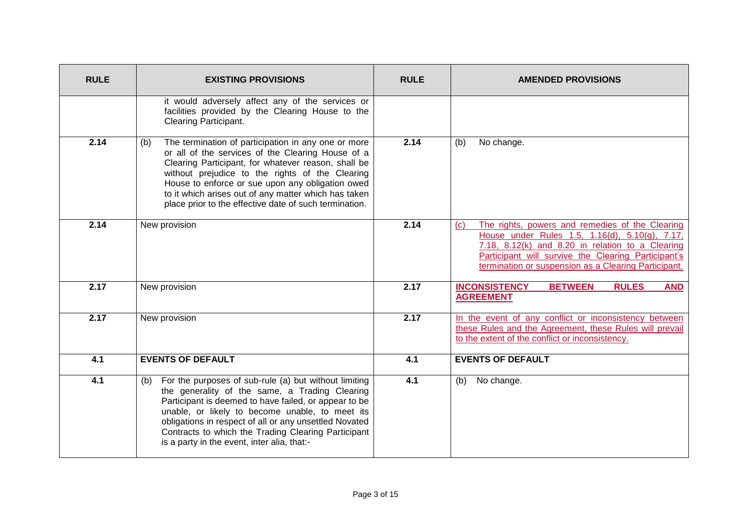| RULE | EXISTING PROVISIONS | RULE | AMENDED PROVISIONS |
|---|---|---|---|
| | it would adversely affect any of the services or facilities provided by the Clearing House to the Clearing Participant. | | |
| **2.14** | (b) The termination of participation in any one or more or all of the services of the Clearing House of a Clearing Participant, for whatever reason, shall be without prejudice to the rights of the Clearing House to enforce or sue upon any obligation owed to it which arises out of any matter which has taken place prior to the effective date of such termination. | **2.14** | (b) No change. |
| **2.14** | New provision | **2.14** | (c) The rights, powers and remedies of the Clearing House under Rules 1.5, 1.16(d), 5.10(g), 7.17, 7.18, 8.12(k) and 8.20 in relation to a Clearing Participant will survive the Clearing Participant's termination or suspension as a Clearing Participant. |
| **2.17** | New provision | **2.17** | **INCONSISTENCY BETWEEN RULES AND AGREEMENT** |
| **2.17** | New provision | **2.17** | In the event of any conflict or inconsistency between these Rules and the Agreement, these Rules will prevail to the extent of the conflict or inconsistency. |
| **4.1** | **EVENTS OF DEFAULT** | **4.1** | **EVENTS OF DEFAULT** |
| **4.1** | (b) For the purposes of sub-rule (a) but without limiting the generality of the same, a Trading Clearing Participant is deemed to have failed, or appear to be unable, or likely to become unable, to meet its obligations in respect of all or any unsettled Novated Contracts to which the Trading Clearing Participant is a party in the event, inter alia, that:- | **4.1** | (b) No change. |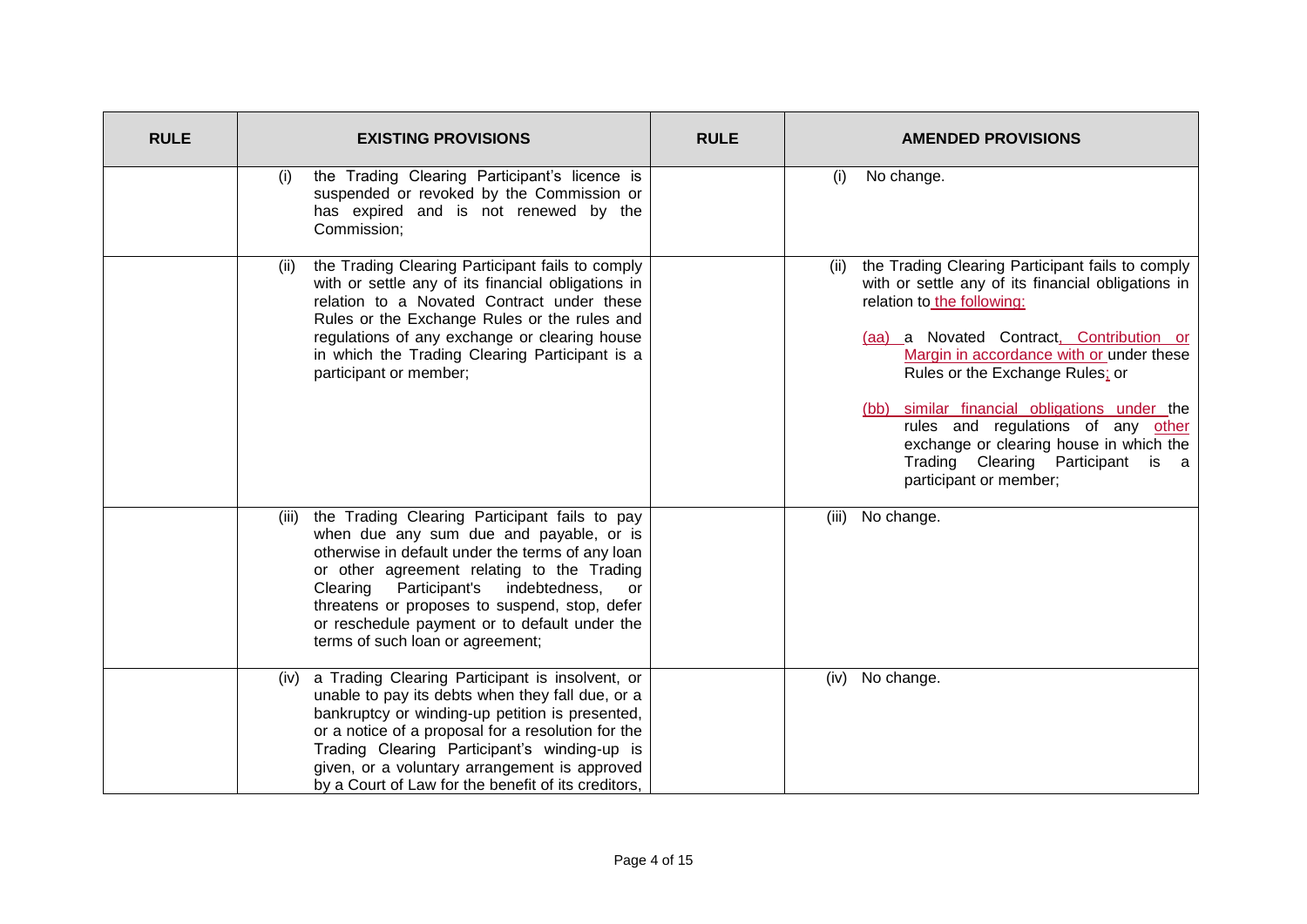| RULE | EXISTING PROVISIONS | RULE | AMENDED PROVISIONS |
|---|---|---|---|
| | (i) the Trading Clearing Participant's licence is suspended or revoked by the Commission or has expired and is not renewed by the Commission; | | (i) No change. |
| | (ii) the Trading Clearing Participant fails to comply with or settle any of its financial obligations in relation to a Novated Contract under these Rules or the Exchange Rules or the rules and regulations of any exchange or clearing house in which the Trading Clearing Participant is a participant or member; | | (ii) the Trading Clearing Participant fails to comply with or settle any of its financial obligations in relation to the following:<br><br>(aa) a Novated Contract, Contribution or Margin in accordance with or under these Rules or the Exchange Rules; or<br><br>(bb) similar financial obligations under the rules and regulations of any other exchange or clearing house in which the Trading Clearing Participant is a participant or member; |
| | (iii) the Trading Clearing Participant fails to pay when due any sum due and payable, or is otherwise in default under the terms of any loan or other agreement relating to the Trading Clearing Participant's indebtedness, or threatens or proposes to suspend, stop, defer or reschedule payment or to default under the terms of such loan or agreement; | | (iii) No change. |
| | (iv) a Trading Clearing Participant is insolvent, or unable to pay its debts when they fall due, or a bankruptcy or winding-up petition is presented, or a notice of a proposal for a resolution for the Trading Clearing Participant's winding-up is given, or a voluntary arrangement is approved by a Court of Law for the benefit of its creditors, | | (iv) No change. |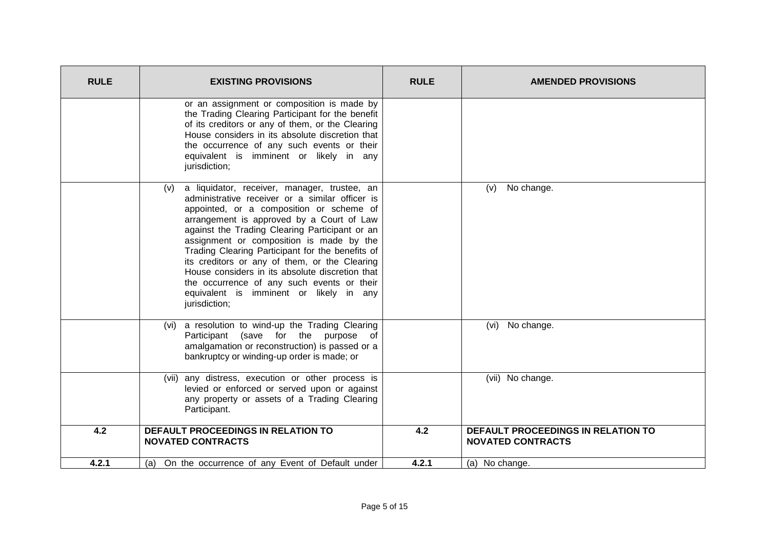| RULE | EXISTING PROVISIONS | RULE | AMENDED PROVISIONS |
|---|---|---|---|
| | or an assignment or composition is made by the Trading Clearing Participant for the benefit of its creditors or any of them, or the Clearing House considers in its absolute discretion that the occurrence of any such events or their equivalent is imminent or likely in any jurisdiction; | | |
| | (v) a liquidator, receiver, manager, trustee, an administrative receiver or a similar officer is appointed, or a composition or scheme of arrangement is approved by a Court of Law against the Trading Clearing Participant or an assignment or composition is made by the Trading Clearing Participant for the benefits of its creditors or any of them, or the Clearing House considers in its absolute discretion that the occurrence of any such events or their equivalent is imminent or likely in any jurisdiction; | | (v) No change. |
| | (vi) a resolution to wind-up the Trading Clearing Participant (save for the purpose of amalgamation or reconstruction) is passed or a bankruptcy or winding-up order is made; or | | (vi) No change. |
| | (vii) any distress, execution or other process is levied or enforced or served upon or against any property or assets of a Trading Clearing Participant. | | (vii) No change. |
| **4.2** | **DEFAULT PROCEEDINGS IN RELATION TO NOVATED CONTRACTS** | **4.2** | **DEFAULT PROCEEDINGS IN RELATION TO NOVATED CONTRACTS** |
| **4.2.1** | (a) On the occurrence of any Event of Default under | **4.2.1** | (a) No change. |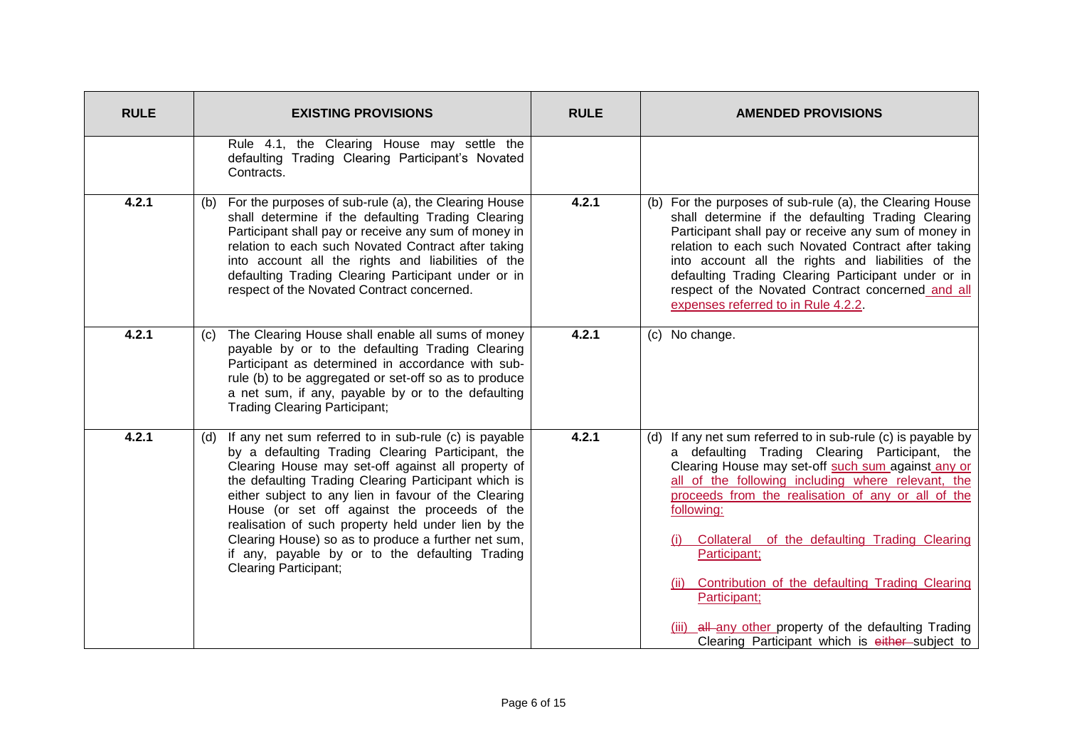| RULE | EXISTING PROVISIONS | RULE | AMENDED PROVISIONS |
|---|---|---|---|
| | Rule 4.1, the Clearing House may settle the defaulting Trading Clearing Participant's Novated Contracts. | | |
| 4.2.1 | (b) For the purposes of sub-rule (a), the Clearing House shall determine if the defaulting Trading Clearing Participant shall pay or receive any sum of money in relation to each such Novated Contract after taking into account all the rights and liabilities of the defaulting Trading Clearing Participant under or in respect of the Novated Contract concerned. | 4.2.1 | (b) For the purposes of sub-rule (a), the Clearing House shall determine if the defaulting Trading Clearing Participant shall pay or receive any sum of money in relation to each such Novated Contract after taking into account all the rights and liabilities of the defaulting Trading Clearing Participant under or in respect of the Novated Contract concerned and all expenses referred to in Rule 4.2.2. |
| 4.2.1 | (c) The Clearing House shall enable all sums of money payable by or to the defaulting Trading Clearing Participant as determined in accordance with sub-rule (b) to be aggregated or set-off so as to produce a net sum, if any, payable by or to the defaulting Trading Clearing Participant; | 4.2.1 | (c) No change. |
| 4.2.1 | (d) If any net sum referred to in sub-rule (c) is payable by a defaulting Trading Clearing Participant, the Clearing House may set-off against all property of the defaulting Trading Clearing Participant which is either subject to any lien in favour of the Clearing House (or set off against the proceeds of the realisation of such property held under lien by the Clearing House) so as to produce a further net sum, if any, payable by or to the defaulting Trading Clearing Participant; | 4.2.1 | (d) If any net sum referred to in sub-rule (c) is payable by a defaulting Trading Clearing Participant, the Clearing House may set-off such sum against any or all of the following including where relevant, the proceeds from the realisation of any or all of the following:<br><br>(i) Collateral of the defaulting Trading Clearing Participant;<br><br>(ii) Contribution of the defaulting Trading Clearing Participant;<br><br>(iii) ~~all~~ any other property of the defaulting Trading Clearing Participant which is ~~either~~ subject to |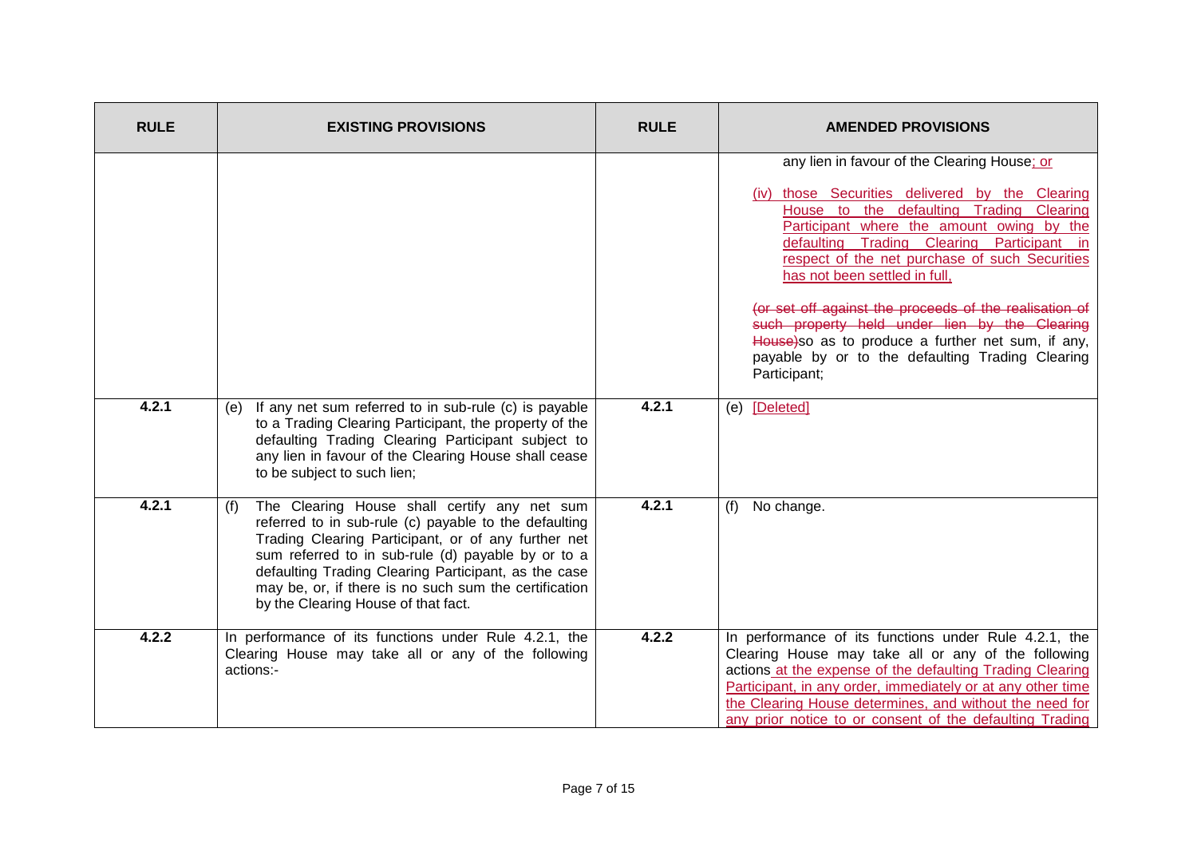| RULE | EXISTING PROVISIONS | RULE | AMENDED PROVISIONS |
| --- | --- | --- | --- |
| | | | any lien in favour of the Clearing House; or<br><br>(iv) those Securities delivered by the Clearing House to the defaulting Trading Clearing Participant where the amount owing by the defaulting Trading Clearing Participant in respect of the net purchase of such Securities has not been settled in full,<br><br>~~(or set off against the proceeds of the realisation of such property held under lien by the Clearing House)~~so as to produce a further net sum, if any, payable by or to the defaulting Trading Clearing Participant; |
| 4.2.1 | (e) If any net sum referred to in sub-rule (c) is payable to a Trading Clearing Participant, the property of the defaulting Trading Clearing Participant subject to any lien in favour of the Clearing House shall cease to be subject to such lien; | 4.2.1 | (e) [Deleted] |
| 4.2.1 | (f) The Clearing House shall certify any net sum referred to in sub-rule (c) payable to the defaulting Trading Clearing Participant, or of any further net sum referred to in sub-rule (d) payable by or to a defaulting Trading Clearing Participant, as the case may be, or, if there is no such sum the certification by the Clearing House of that fact. | 4.2.1 | (f) No change. |
| 4.2.2 | In performance of its functions under Rule 4.2.1, the Clearing House may take all or any of the following actions:- | 4.2.2 | In performance of its functions under Rule 4.2.1, the Clearing House may take all or any of the following actions at the expense of the defaulting Trading Clearing Participant, in any order, immediately or at any other time the Clearing House determines, and without the need for any prior notice to or consent of the defaulting Trading |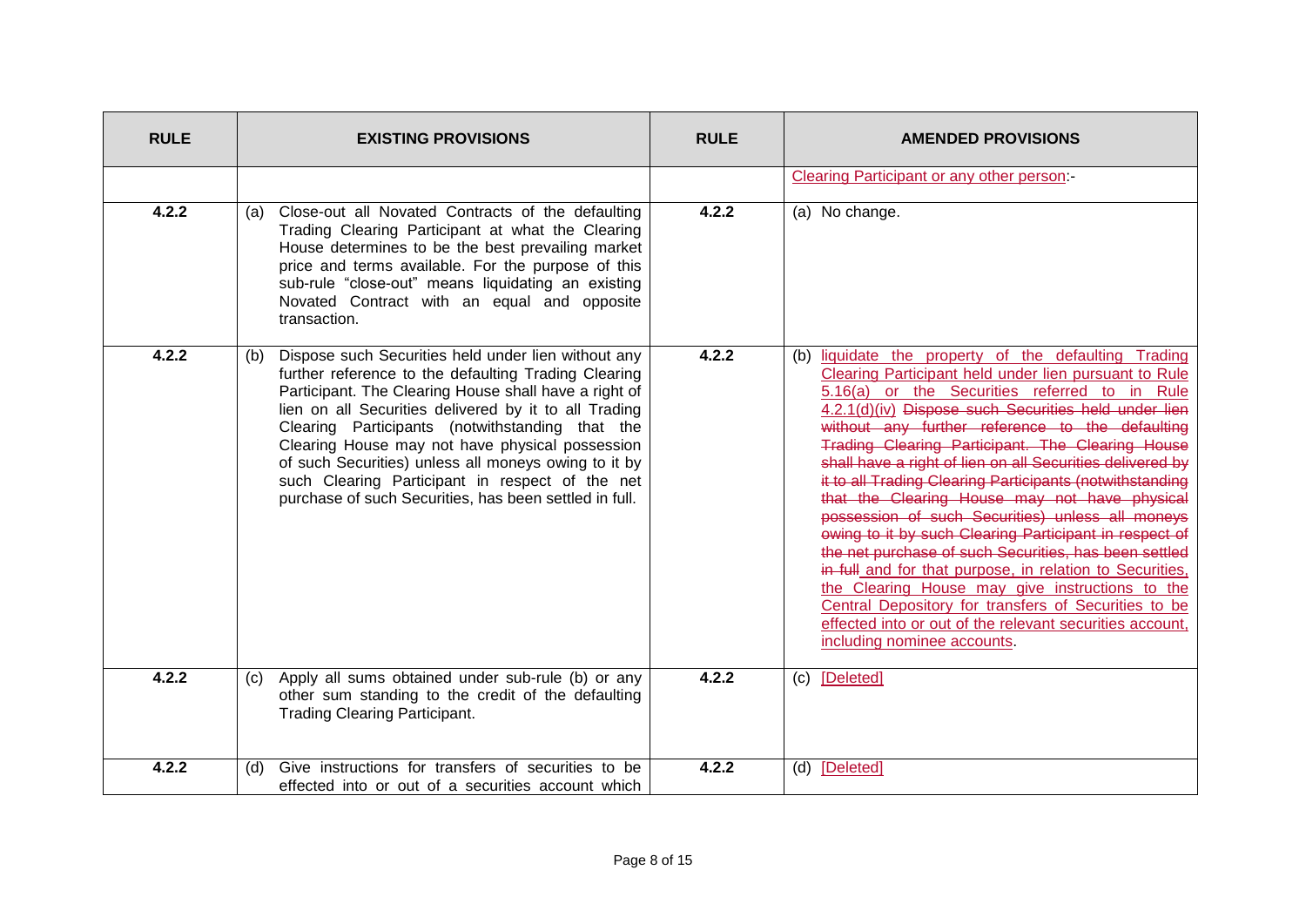| RULE | EXISTING PROVISIONS | RULE | AMENDED PROVISIONS |
|---|---|---|---|
| | | | Clearing Participant or any other person:- |
| 4.2.2 | (a) Close-out all Novated Contracts of the defaulting Trading Clearing Participant at what the Clearing House determines to be the best prevailing market price and terms available. For the purpose of this sub-rule "close-out" means liquidating an existing Novated Contract with an equal and opposite transaction. | 4.2.2 | (a) No change. |
| 4.2.2 | (b) Dispose such Securities held under lien without any further reference to the defaulting Trading Clearing Participant. The Clearing House shall have a right of lien on all Securities delivered by it to all Trading Clearing Participants (notwithstanding that the Clearing House may not have physical possession of such Securities) unless all moneys owing to it by such Clearing Participant in respect of the net purchase of such Securities, has been settled in full. | 4.2.2 | (b) liquidate the property of the defaulting Trading Clearing Participant held under lien pursuant to Rule 5.16(a) or the Securities referred to in Rule 4.2.1(d)(iv) ~~Dispose such Securities held under lien without any further reference to the defaulting Trading Clearing Participant. The Clearing House shall have a right of lien on all Securities delivered by it to all Trading Clearing Participants (notwithstanding that the Clearing House may not have physical possession of such Securities) unless all moneys owing to it by such Clearing Participant in respect of the net purchase of such Securities, has been settled in full~~ and for that purpose, in relation to Securities, the Clearing House may give instructions to the Central Depository for transfers of Securities to be effected into or out of the relevant securities account, including nominee accounts. |
| 4.2.2 | (c) Apply all sums obtained under sub-rule (b) or any other sum standing to the credit of the defaulting Trading Clearing Participant. | 4.2.2 | (c) [Deleted] |
| 4.2.2 | (d) Give instructions for transfers of securities to be effected into or out of a securities account which | 4.2.2 | (d) [Deleted] |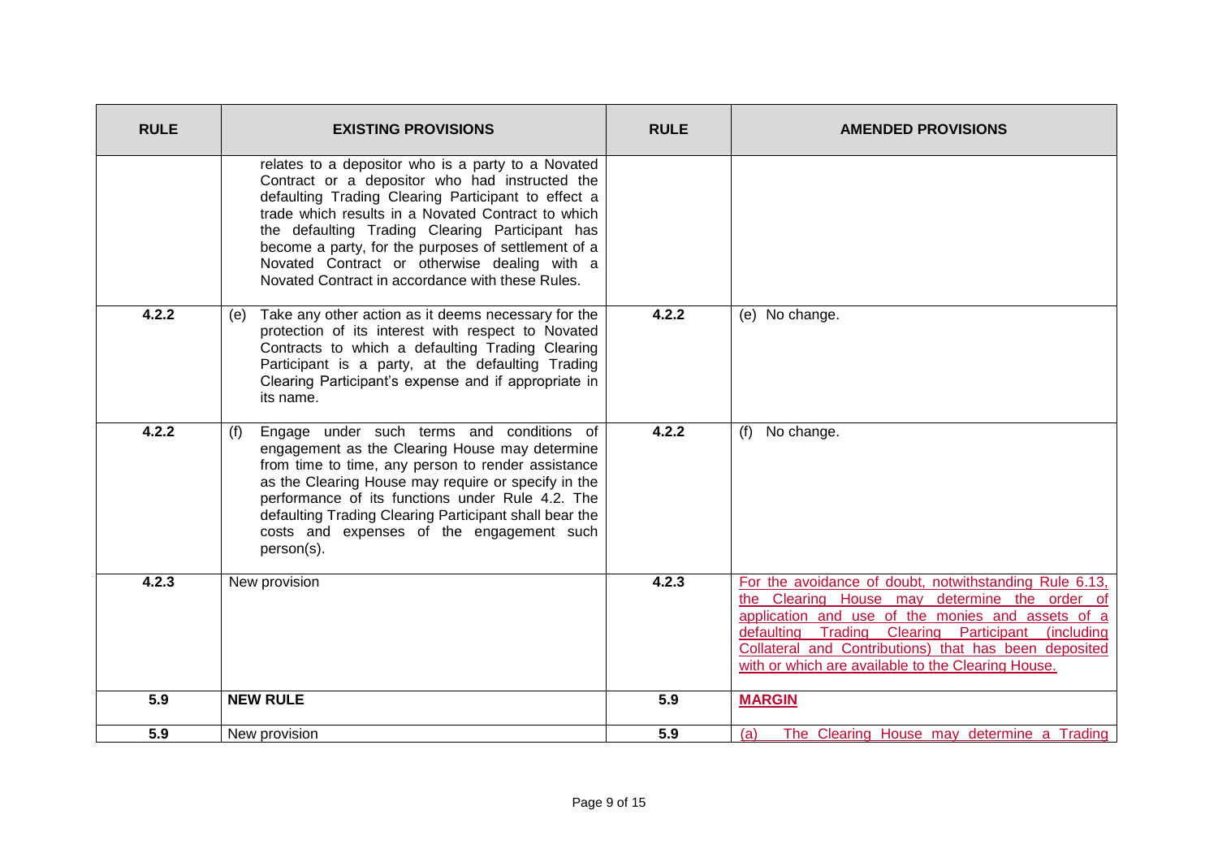| RULE | EXISTING PROVISIONS | RULE | AMENDED PROVISIONS |
| --- | --- | --- | --- |
| | relates to a depositor who is a party to a Novated Contract or a depositor who had instructed the defaulting Trading Clearing Participant to effect a trade which results in a Novated Contract to which the defaulting Trading Clearing Participant has become a party, for the purposes of settlement of a Novated Contract or otherwise dealing with a Novated Contract in accordance with these Rules. | | |
| 4.2.2 | (e) Take any other action as it deems necessary for the protection of its interest with respect to Novated Contracts to which a defaulting Trading Clearing Participant is a party, at the defaulting Trading Clearing Participant's expense and if appropriate in its name. | 4.2.2 | (e) No change. |
| 4.2.2 | (f) Engage under such terms and conditions of engagement as the Clearing House may determine from time to time, any person to render assistance as the Clearing House may require or specify in the performance of its functions under Rule 4.2. The defaulting Trading Clearing Participant shall bear the costs and expenses of the engagement such person(s). | 4.2.2 | (f) No change. |
| 4.2.3 | New provision | 4.2.3 | For the avoidance of doubt, notwithstanding Rule 6.13, the Clearing House may determine the order of application and use of the monies and assets of a defaulting Trading Clearing Participant (including Collateral and Contributions) that has been deposited with or which are available to the Clearing House. |
| 5.9 | **NEW RULE** | 5.9 | **MARGIN** |
| 5.9 | New provision | 5.9 | (a) The Clearing House may determine a Trading |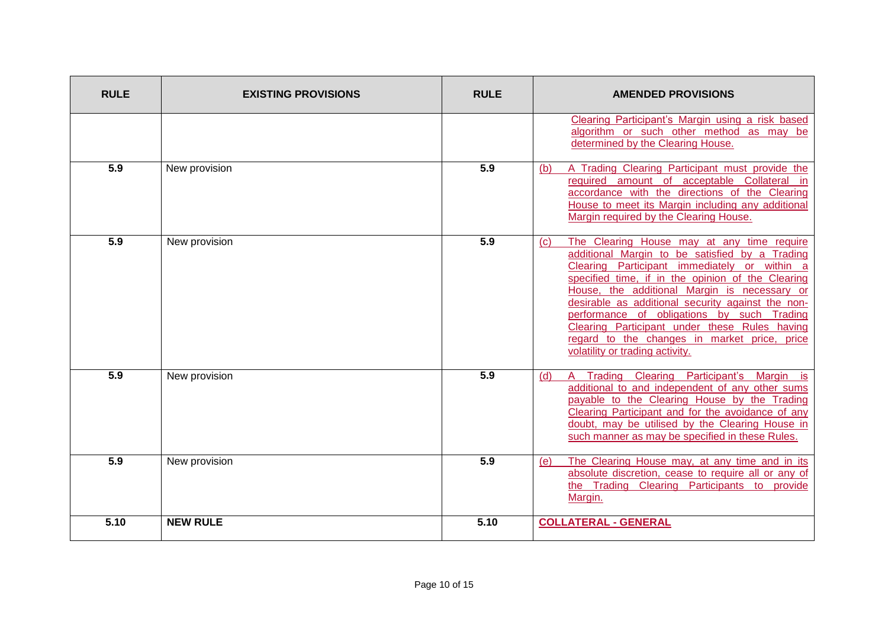| RULE | EXISTING PROVISIONS | RULE | AMENDED PROVISIONS |
|---|---|---|---|
| | | | Clearing Participant's Margin using a risk based algorithm or such other method as may be determined by the Clearing House. |
| 5.9 | New provision | 5.9 | (b) A Trading Clearing Participant must provide the required amount of acceptable Collateral in accordance with the directions of the Clearing House to meet its Margin including any additional Margin required by the Clearing House. |
| 5.9 | New provision | 5.9 | (c) The Clearing House may at any time require additional Margin to be satisfied by a Trading Clearing Participant immediately or within a specified time, if in the opinion of the Clearing House, the additional Margin is necessary or desirable as additional security against the non-performance of obligations by such Trading Clearing Participant under these Rules having regard to the changes in market price, price volatility or trading activity. |
| 5.9 | New provision | 5.9 | (d) A Trading Clearing Participant's Margin is additional to and independent of any other sums payable to the Clearing House by the Trading Clearing Participant and for the avoidance of any doubt, may be utilised by the Clearing House in such manner as may be specified in these Rules. |
| 5.9 | New provision | 5.9 | (e) The Clearing House may, at any time and in its absolute discretion, cease to require all or any of the Trading Clearing Participants to provide Margin. |
| **5.10** | **NEW RULE** | **5.10** | **COLLATERAL - GENERAL** |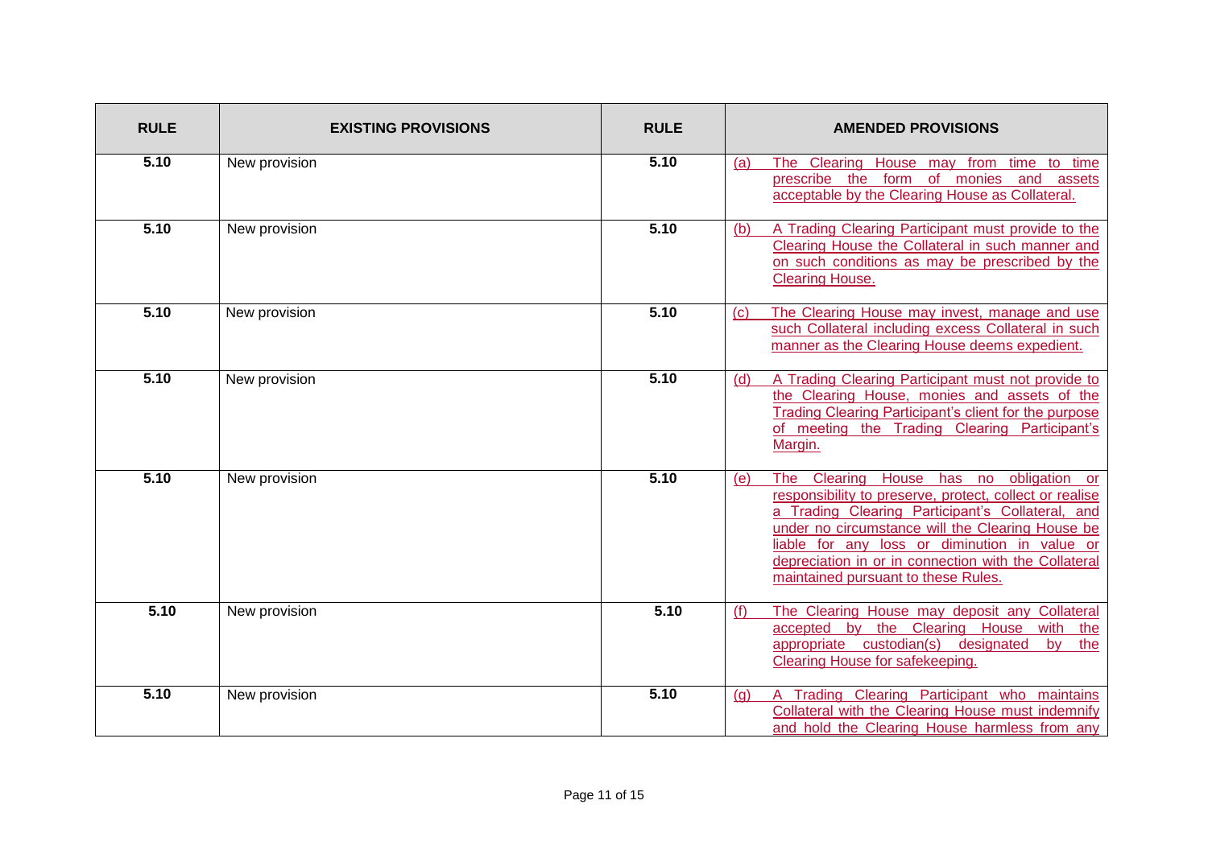| RULE | EXISTING PROVISIONS | RULE | AMENDED PROVISIONS |
|---|---|---|---|
| 5.10 | New provision | 5.10 | (a) The Clearing House may from time to time prescribe the form of monies and assets acceptable by the Clearing House as Collateral. |
| 5.10 | New provision | 5.10 | (b) A Trading Clearing Participant must provide to the Clearing House the Collateral in such manner and on such conditions as may be prescribed by the Clearing House. |
| 5.10 | New provision | 5.10 | (c) The Clearing House may invest, manage and use such Collateral including excess Collateral in such manner as the Clearing House deems expedient. |
| 5.10 | New provision | 5.10 | (d) A Trading Clearing Participant must not provide to the Clearing House, monies and assets of the Trading Clearing Participant's client for the purpose of meeting the Trading Clearing Participant's Margin. |
| 5.10 | New provision | 5.10 | (e) The Clearing House has no obligation or responsibility to preserve, protect, collect or realise a Trading Clearing Participant's Collateral, and under no circumstance will the Clearing House be liable for any loss or diminution in value or depreciation in or in connection with the Collateral maintained pursuant to these Rules. |
| 5.10 | New provision | 5.10 | (f) The Clearing House may deposit any Collateral accepted by the Clearing House with the appropriate custodian(s) designated by the Clearing House for safekeeping. |
| 5.10 | New provision | 5.10 | (g) A Trading Clearing Participant who maintains Collateral with the Clearing House must indemnify and hold the Clearing House harmless from any |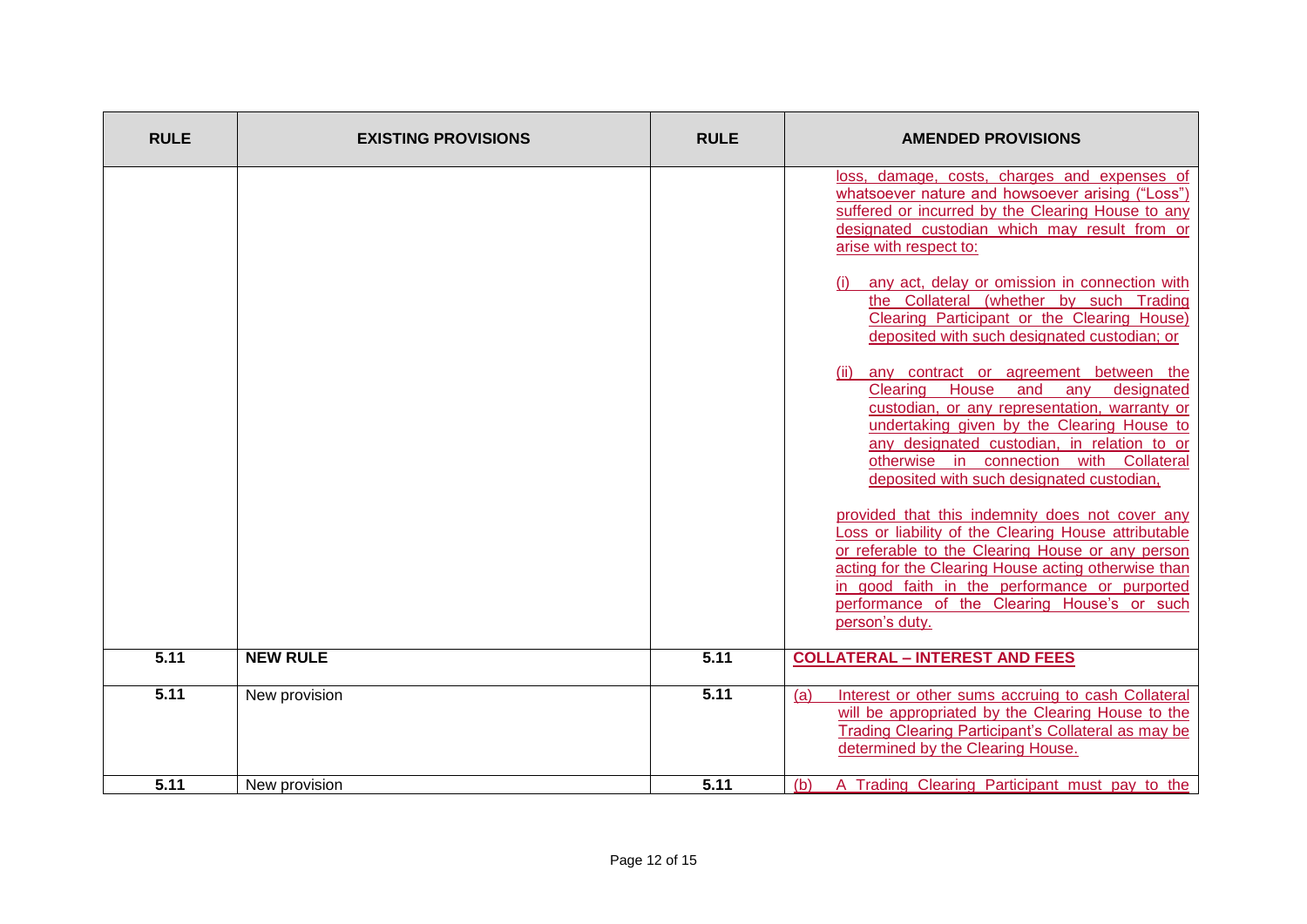| RULE | EXISTING PROVISIONS | RULE | AMENDED PROVISIONS |
|---|---|---|---|
| | | | loss, damage, costs, charges and expenses of whatsoever nature and howsoever arising ("Loss") suffered or incurred by the Clearing House to any designated custodian which may result from or arise with respect to:<br><br>(i) any act, delay or omission in connection with the Collateral (whether by such Trading Clearing Participant or the Clearing House) deposited with such designated custodian; or<br><br>(ii) any contract or agreement between the Clearing House and any designated custodian, or any representation, warranty or undertaking given by the Clearing House to any designated custodian, in relation to or otherwise in connection with Collateral deposited with such designated custodian,<br><br>provided that this indemnity does not cover any Loss or liability of the Clearing House attributable or referable to the Clearing House or any person acting for the Clearing House acting otherwise than in good faith in the performance or purported performance of the Clearing House's or such person's duty. |
| **5.11** | **NEW RULE** | **5.11** | **COLLATERAL – INTEREST AND FEES** |
| **5.11** | New provision | **5.11** | (a) Interest or other sums accruing to cash Collateral will be appropriated by the Clearing House to the Trading Clearing Participant's Collateral as may be determined by the Clearing House. |
| **5.11** | New provision | **5.11** | (b) A Trading Clearing Participant must pay to the |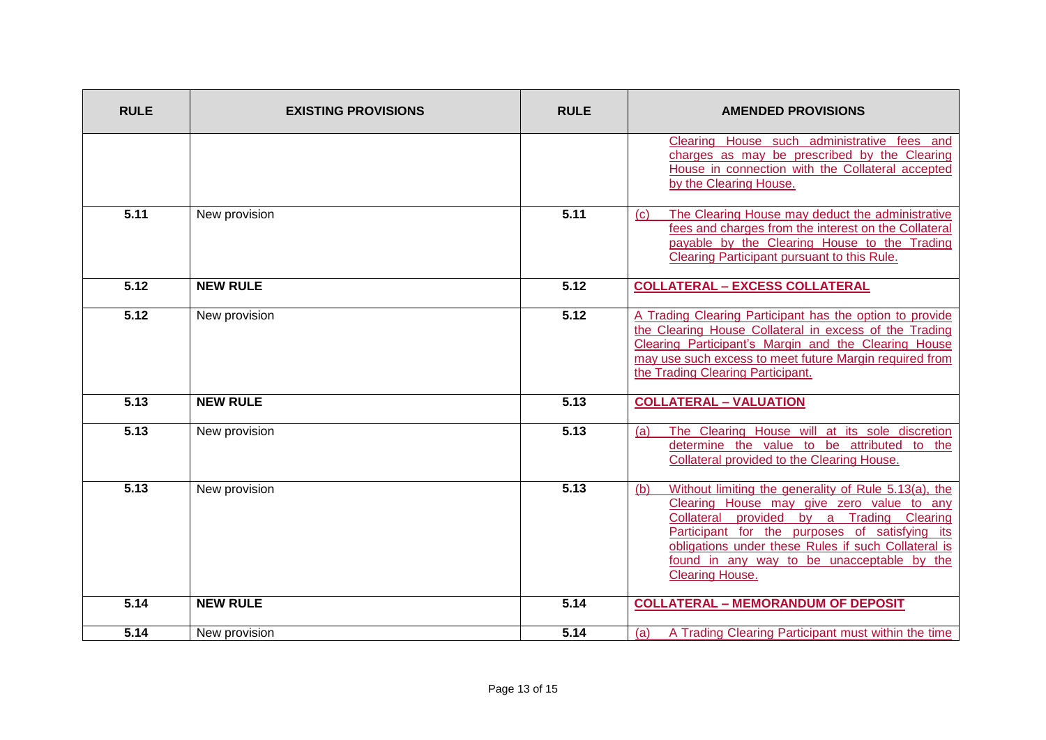| RULE | EXISTING PROVISIONS | RULE | AMENDED PROVISIONS |
|---|---|---|---|
| | | | Clearing House such administrative fees and charges as may be prescribed by the Clearing House in connection with the Collateral accepted by the Clearing House. |
| 5.11 | New provision | 5.11 | (c) The Clearing House may deduct the administrative fees and charges from the interest on the Collateral payable by the Clearing House to the Trading Clearing Participant pursuant to this Rule. |
| 5.12 | **NEW RULE** | 5.12 | **COLLATERAL – EXCESS COLLATERAL** |
| 5.12 | New provision | 5.12 | A Trading Clearing Participant has the option to provide the Clearing House Collateral in excess of the Trading Clearing Participant's Margin and the Clearing House may use such excess to meet future Margin required from the Trading Clearing Participant. |
| 5.13 | **NEW RULE** | 5.13 | **COLLATERAL – VALUATION** |
| 5.13 | New provision | 5.13 | (a) The Clearing House will at its sole discretion determine the value to be attributed to the Collateral provided to the Clearing House. |
| 5.13 | New provision | 5.13 | (b) Without limiting the generality of Rule 5.13(a), the Clearing House may give zero value to any Collateral provided by a Trading Clearing Participant for the purposes of satisfying its obligations under these Rules if such Collateral is found in any way to be unacceptable by the Clearing House. |
| 5.14 | **NEW RULE** | 5.14 | **COLLATERAL – MEMORANDUM OF DEPOSIT** |
| 5.14 | New provision | 5.14 | (a) A Trading Clearing Participant must within the time |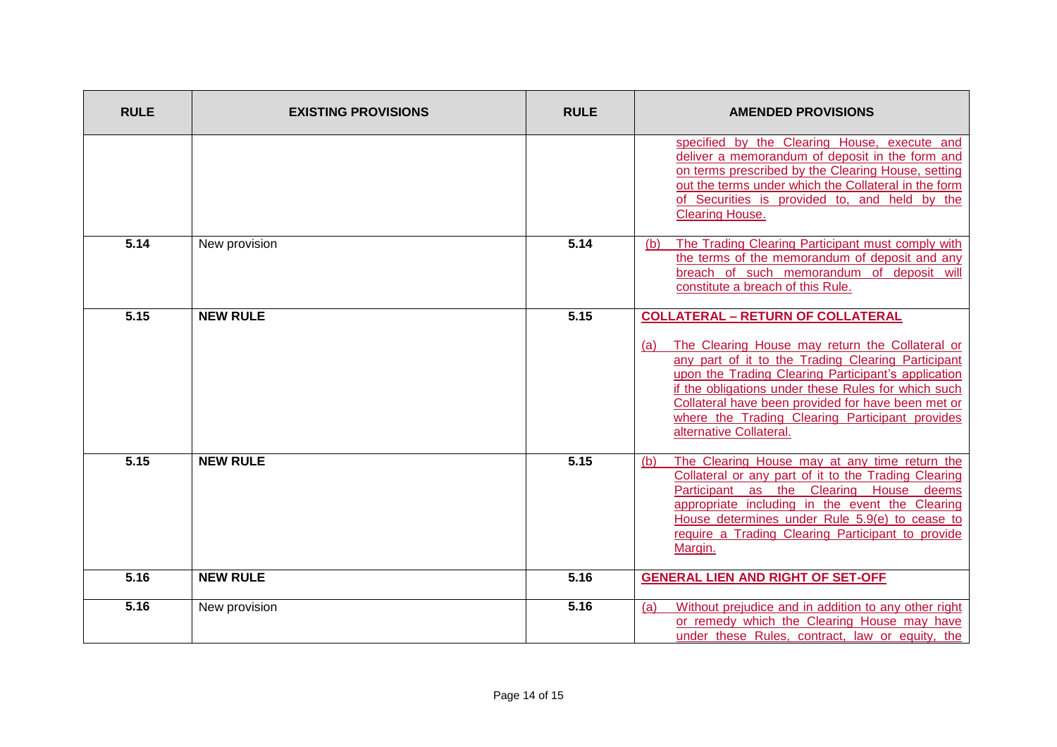| RULE | EXISTING PROVISIONS | RULE | AMENDED PROVISIONS |
| --- | --- | --- | --- |
| | | | specified by the Clearing House, execute and deliver a memorandum of deposit in the form and on terms prescribed by the Clearing House, setting out the terms under which the Collateral in the form of Securities is provided to, and held by the Clearing House. |
| 5.14 | New provision | 5.14 | (b) The Trading Clearing Participant must comply with the terms of the memorandum of deposit and any breach of such memorandum of deposit will constitute a breach of this Rule. |
| 5.15 | **NEW RULE** | 5.15 | **COLLATERAL – RETURN OF COLLATERAL**<br><br>(a) The Clearing House may return the Collateral or any part of it to the Trading Clearing Participant upon the Trading Clearing Participant's application if the obligations under these Rules for which such Collateral have been provided for have been met or where the Trading Clearing Participant provides alternative Collateral. |
| 5.15 | **NEW RULE** | 5.15 | (b) The Clearing House may at any time return the Collateral or any part of it to the Trading Clearing Participant as the Clearing House deems appropriate including in the event the Clearing House determines under Rule 5.9(e) to cease to require a Trading Clearing Participant to provide Margin. |
| 5.16 | **NEW RULE** | 5.16 | **GENERAL LIEN AND RIGHT OF SET-OFF** |
| 5.16 | New provision | 5.16 | (a) Without prejudice and in addition to any other right or remedy which the Clearing House may have under these Rules, contract, law or equity, the |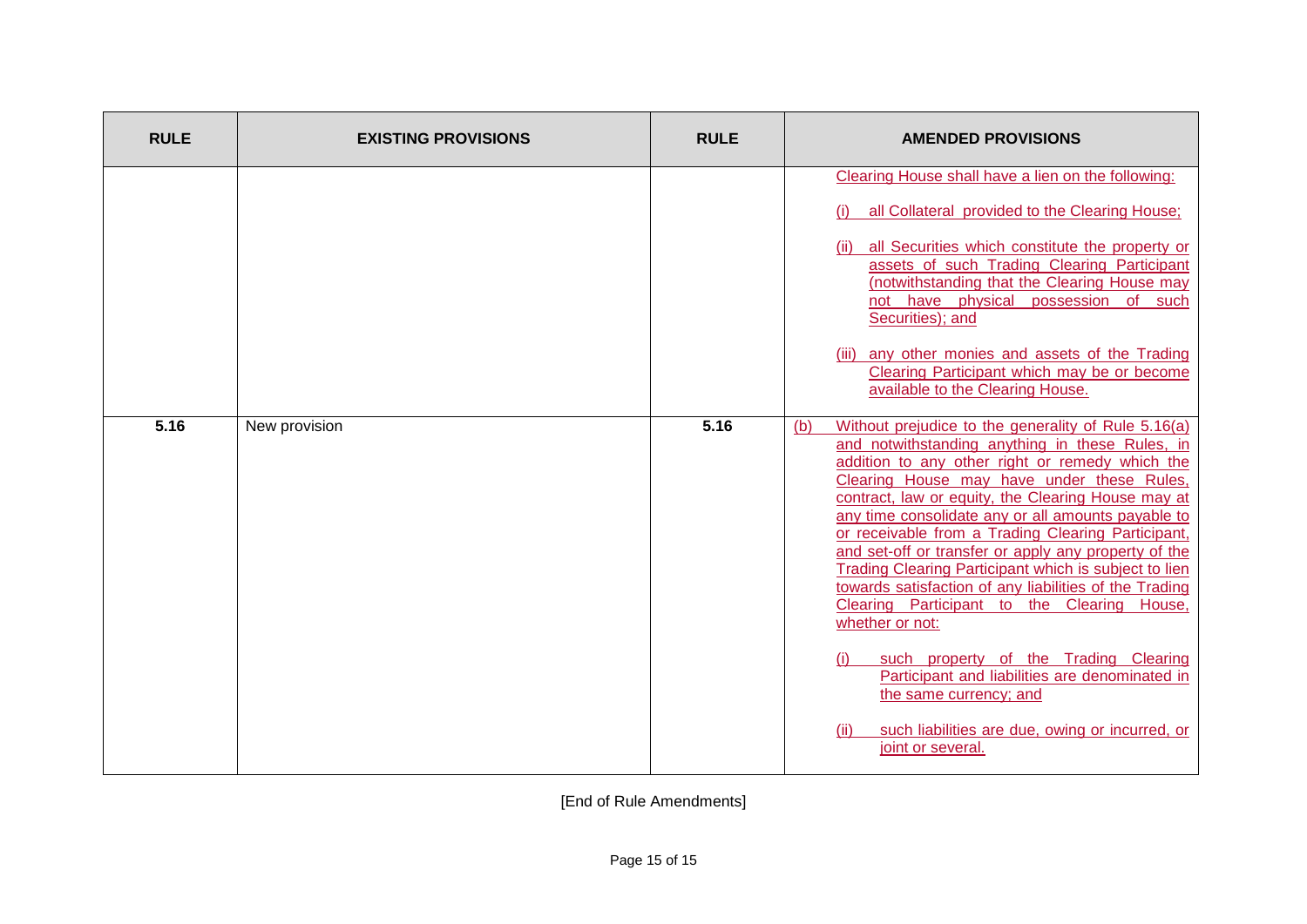| RULE | EXISTING PROVISIONS | RULE | AMENDED PROVISIONS |
|---|---|---|---|
| | | | Clearing House shall have a lien on the following:<br><br>(i) all Collateral provided to the Clearing House;<br><br>(ii) all Securities which constitute the property or assets of such Trading Clearing Participant (notwithstanding that the Clearing House may not have physical possession of such Securities); and<br><br>(iii) any other monies and assets of the Trading Clearing Participant which may be or become available to the Clearing House. |
| 5.16 | New provision | 5.16 | (b) Without prejudice to the generality of Rule 5.16(a) and notwithstanding anything in these Rules, in addition to any other right or remedy which the Clearing House may have under these Rules, contract, law or equity, the Clearing House may at any time consolidate any or all amounts payable to or receivable from a Trading Clearing Participant, and set-off or transfer or apply any property of the Trading Clearing Participant which is subject to lien towards satisfaction of any liabilities of the Trading Clearing Participant to the Clearing House, whether or not:<br><br>(i) such property of the Trading Clearing Participant and liabilities are denominated in the same currency; and<br><br>(ii) such liabilities are due, owing or incurred, or joint or several. |

[End of Rule Amendments]